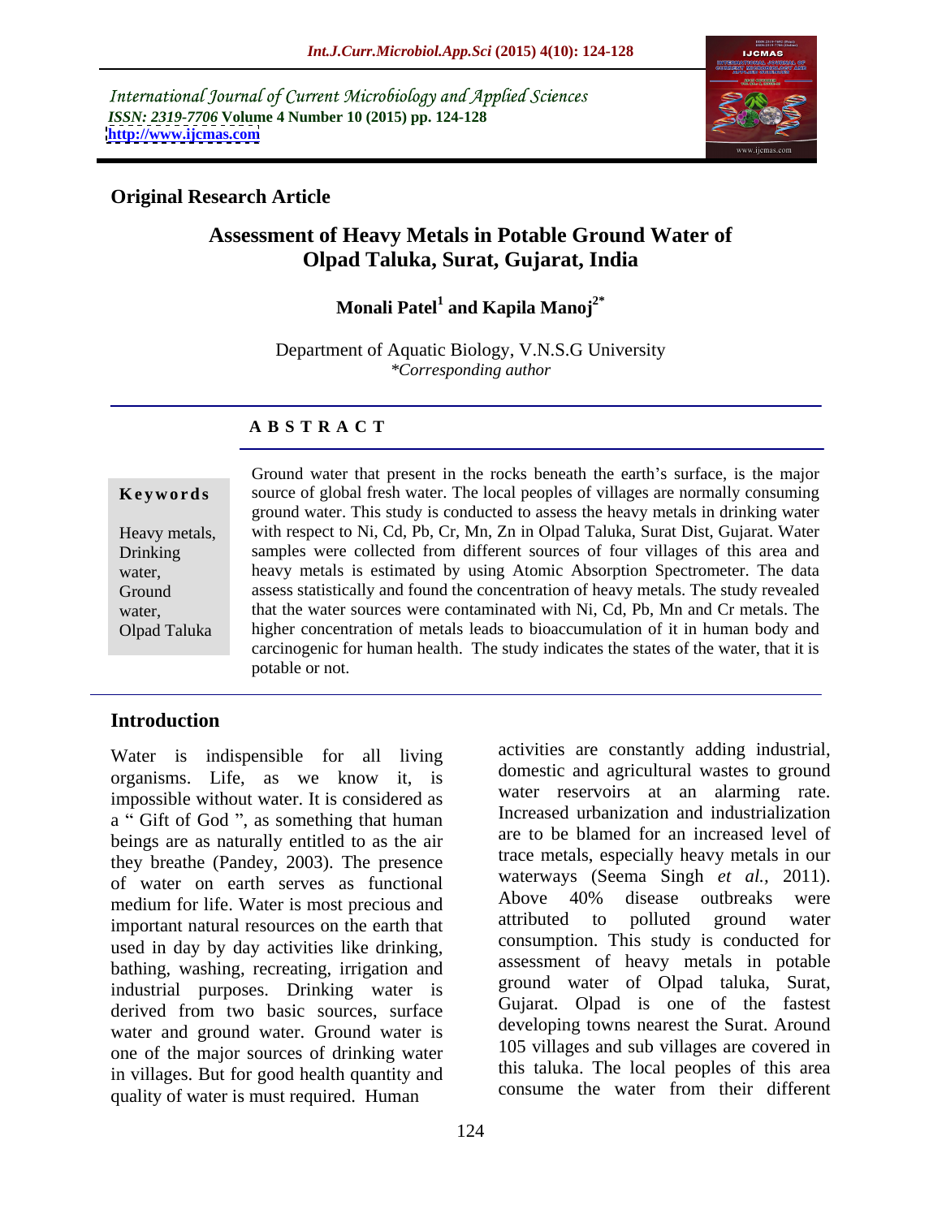International Journal of Current Microbiology and Applied Sciences
*ISSN: 2319-7706* **Volume 4 Number 10 (2015) pp. 124-128**
**http://www.ijcmas.com**

**Original Research Article**

# Assessment of Heavy Metals in Potable Ground Water of Olpad Taluka, Surat, Gujarat, India

**Monali Patel[1] and Kapila Manoj[2*]**

Department of Aquatic Biology, V.N.S.G University
*\*Corresponding author*

## ABSTRACT

**Keywords**

Heavy metals, Drinking water, Ground water, Olpad Taluka

Ground water that present in the rocks beneath the earth's surface, is the major source of global fresh water. The local peoples of villages are normally consuming ground water. This study is conducted to assess the heavy metals in drinking water with respect to Ni, Cd, Pb, Cr, Mn, Zn in Olpad Taluka, Surat Dist, Gujarat. Water samples were collected from different sources of four villages of this area and heavy metals is estimated by using Atomic Absorption Spectrometer. The data assess statistically and found the concentration of heavy metals. The study revealed that the water sources were contaminated with Ni, Cd, Pb, Mn and Cr metals. The higher concentration of metals leads to bioaccumulation of it in human body and carcinogenic for human health. The study indicates the states of the water, that it is potable or not.

## Introduction

Water is indispensible for all living organisms. Life, as we know it, is impossible without water. It is considered as a " Gift of God ", as something that human beings are as naturally entitled to as the air they breathe (Pandey, 2003). The presence of water on earth serves as functional medium for life. Water is most precious and important natural resources on the earth that used in day by day activities like drinking, bathing, washing, recreating, irrigation and industrial purposes. Drinking water is derived from two basic sources, surface water and ground water. Ground water is one of the major sources of drinking water in villages. But for good health quantity and quality of water is must required. Human activities are constantly adding industrial, domestic and agricultural wastes to ground water reservoirs at an alarming rate. Increased urbanization and industrialization are to be blamed for an increased level of trace metals, especially heavy metals in our waterways (Seema Singh *et al.*, 2011). Above 40% disease outbreaks were attributed to polluted ground water consumption. This study is conducted for assessment of heavy metals in potable ground water of Olpad taluka, Surat, Gujarat. Olpad is one of the fastest developing towns nearest the Surat. Around 105 villages and sub villages are covered in this taluka. The local peoples of this area consume the water from their different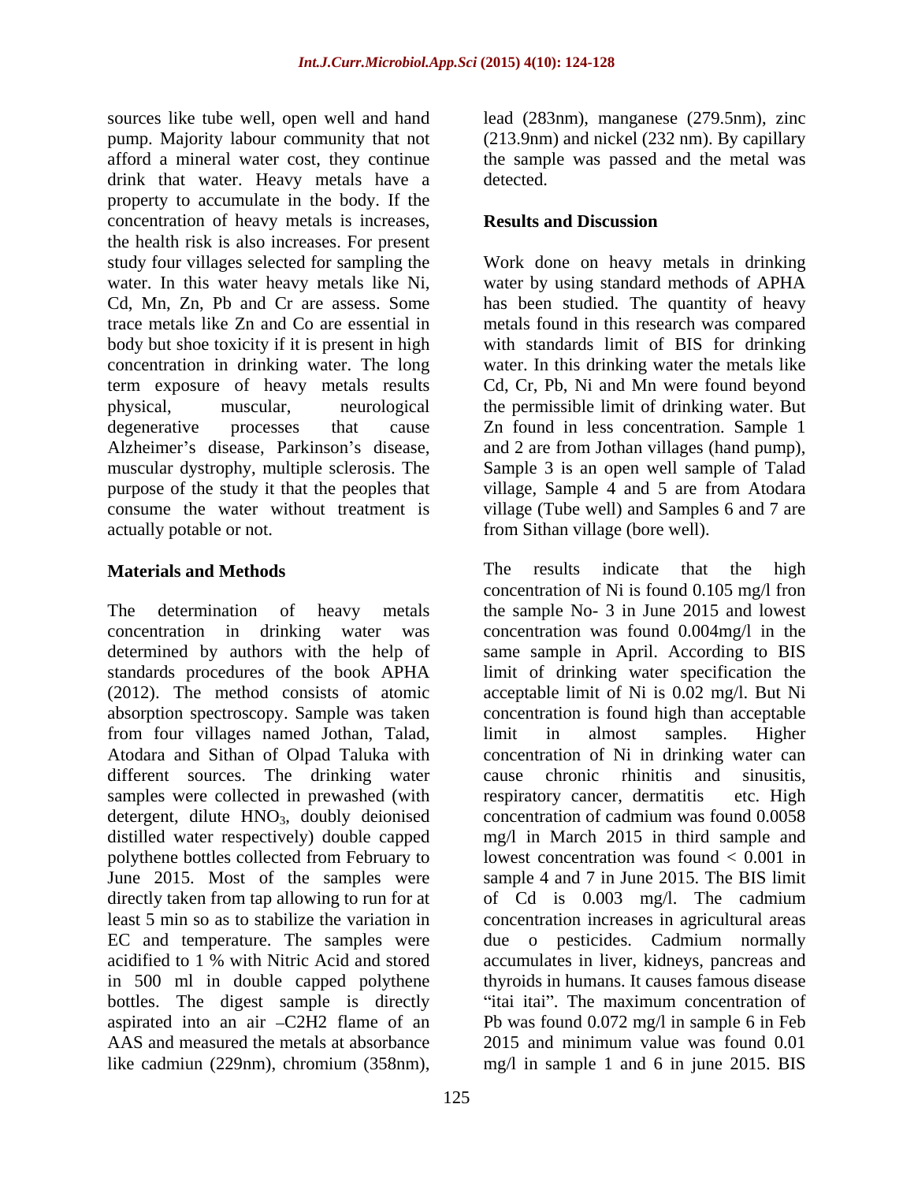sources like tube well, open well and hand pump. Majority labour community that not afford a mineral water cost, they continue drink that water. Heavy metals have a property to accumulate in the body. If the concentration of heavy metals is increases, the health risk is also increases. For present study four villages selected for sampling the water. In this water heavy metals like Ni, Cd, Mn, Zn, Pb and Cr are assess. Some trace metals like Zn and Co are essential in body but shoe toxicity if it is present in high concentration in drinking water. The long term exposure of heavy metals results physical, muscular, neurological degenerative processes that cause Alzheimer's disease, Parkinson's disease, muscular dystrophy, multiple sclerosis. The purpose of the study it that the peoples that consume the water without treatment is actually potable or not.

## Materials and Methods

The determination of heavy metals concentration in drinking water was determined by authors with the help of standards procedures of the book APHA (2012). The method consists of atomic absorption spectroscopy. Sample was taken from four villages named Jothan, Talad, Atodara and Sithan of Olpad Taluka with different sources. The drinking water samples were collected in prewashed (with detergent, dilute $HNO_3$, doubly deionised distilled water respectively) double capped polythene bottles collected from February to June 2015. Most of the samples were directly taken from tap allowing to run for at least 5 min so as to stabilize the variation in EC and temperature. The samples were acidified to 1 % with Nitric Acid and stored in 500 ml in double capped polythene bottles. The digest sample is directly aspirated into an air –C2H2 flame of an AAS and measured the metals at absorbance like cadmiun (229nm), chromium (358nm), lead (283nm), manganese (279.5nm), zinc (213.9nm) and nickel (232 nm). By capillary the sample was passed and the metal was detected.

## Results and Discussion

Work done on heavy metals in drinking water by using standard methods of APHA has been studied. The quantity of heavy metals found in this research was compared with standards limit of BIS for drinking water. In this drinking water the metals like Cd, Cr, Pb, Ni and Mn were found beyond the permissible limit of drinking water. But Zn found in less concentration. Sample 1 and 2 are from Jothan villages (hand pump), Sample 3 is an open well sample of Talad village, Sample 4 and 5 are from Atodara village (Tube well) and Samples 6 and 7 are from Sithan village (bore well).

The results indicate that the high concentration of Ni is found 0.105 mg/l fron the sample No- 3 in June 2015 and lowest concentration was found 0.004mg/l in the same sample in April. According to BIS limit of drinking water specification the acceptable limit of Ni is 0.02 mg/l. But Ni concentration is found high than acceptable limit in almost samples. Higher concentration of Ni in drinking water can cause chronic rhinitis and sinusitis, respiratory cancer, dermatitis etc. High concentration of cadmium was found 0.0058 mg/l in March 2015 in third sample and lowest concentration was found < 0.001 in sample 4 and 7 in June 2015. The BIS limit of Cd is 0.003 mg/l. The cadmium concentration increases in agricultural areas due o pesticides. Cadmium normally accumulates in liver, kidneys, pancreas and thyroids in humans. It causes famous disease "itai itai". The maximum concentration of Pb was found 0.072 mg/l in sample 6 in Feb 2015 and minimum value was found 0.01 mg/l in sample 1 and 6 in june 2015. BIS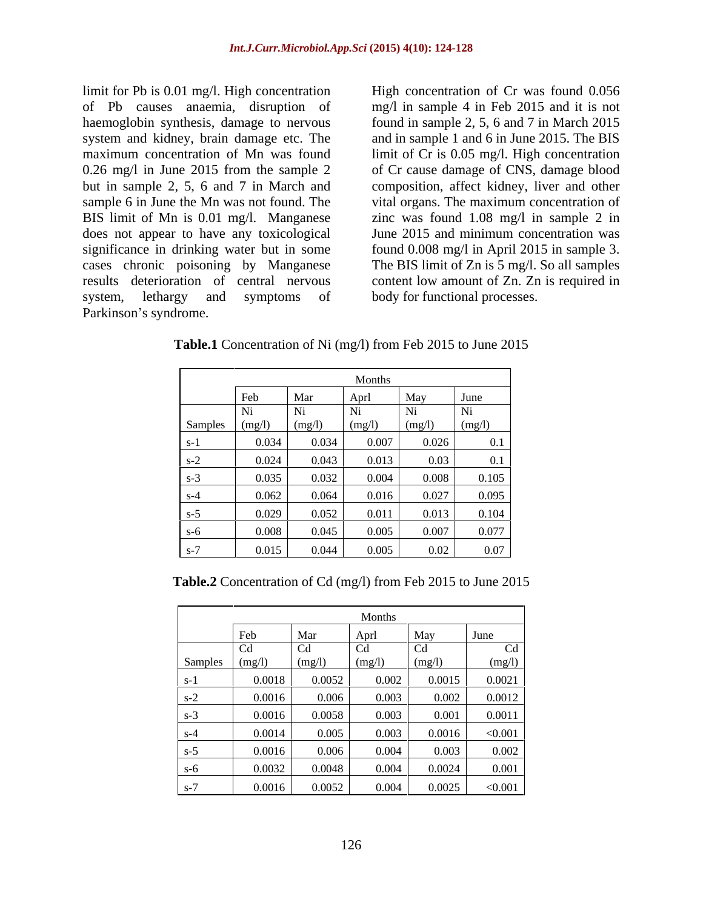limit for Pb is 0.01 mg/l. High concentration of Pb causes anaemia, disruption of haemoglobin synthesis, damage to nervous system and kidney, brain damage etc. The maximum concentration of Mn was found 0.26 mg/l in June 2015 from the sample 2 but in sample 2, 5, 6 and 7 in March and sample 6 in June the Mn was not found. The BIS limit of Mn is 0.01 mg/l. Manganese does not appear to have any toxicological significance in drinking water but in some cases chronic poisoning by Manganese results deterioration of central nervous system, lethargy and symptoms of Parkinson's syndrome.

High concentration of Cr was found 0.056 mg/l in sample 4 in Feb 2015 and it is not found in sample 2, 5, 6 and 7 in March 2015 and in sample 1 and 6 in June 2015. The BIS limit of Cr is 0.05 mg/l. High concentration of Cr cause damage of CNS, damage blood composition, affect kidney, liver and other vital organs. The maximum concentration of zinc was found 1.08 mg/l in sample 2 in June 2015 and minimum concentration was found 0.008 mg/l in April 2015 in sample 3. The BIS limit of Zn is 5 mg/l. So all samples content low amount of Zn. Zn is required in body for functional processes.

**Table.1** Concentration of Ni (mg/l) from Feb 2015 to June 2015

| | Months | | | | |
|---|---|---|---|---|---|
| | Feb | Mar | Aprl | May | June |
| Samples | Ni (mg/l) | Ni (mg/l) | Ni (mg/l) | Ni (mg/l) | Ni (mg/l) |
| s-1 | 0.034 | 0.034 | 0.007 | 0.026 | 0.1 |
| s-2 | 0.024 | 0.043 | 0.013 | 0.03 | 0.1 |
| s-3 | 0.035 | 0.032 | 0.004 | 0.008 | 0.105 |
| s-4 | 0.062 | 0.064 | 0.016 | 0.027 | 0.095 |
| s-5 | 0.029 | 0.052 | 0.011 | 0.013 | 0.104 |
| s-6 | 0.008 | 0.045 | 0.005 | 0.007 | 0.077 |
| s-7 | 0.015 | 0.044 | 0.005 | 0.02 | 0.07 |

**Table.2** Concentration of Cd (mg/l) from Feb 2015 to June 2015

| | Months | | | | |
|---|---|---|---|---|---|
| | Feb | Mar | Aprl | May | June |
| Samples | Cd (mg/l) | Cd (mg/l) | Cd (mg/l) | Cd (mg/l) | Cd (mg/l) |
| s-1 | 0.0018 | 0.0052 | 0.002 | 0.0015 | 0.0021 |
| s-2 | 0.0016 | 0.006 | 0.003 | 0.002 | 0.0012 |
| s-3 | 0.0016 | 0.0058 | 0.003 | 0.001 | 0.0011 |
| s-4 | 0.0014 | 0.005 | 0.003 | 0.0016 | <0.001 |
| s-5 | 0.0016 | 0.006 | 0.004 | 0.003 | 0.002 |
| s-6 | 0.0032 | 0.0048 | 0.004 | 0.0024 | 0.001 |
| s-7 | 0.0016 | 0.0052 | 0.004 | 0.0025 | <0.001 |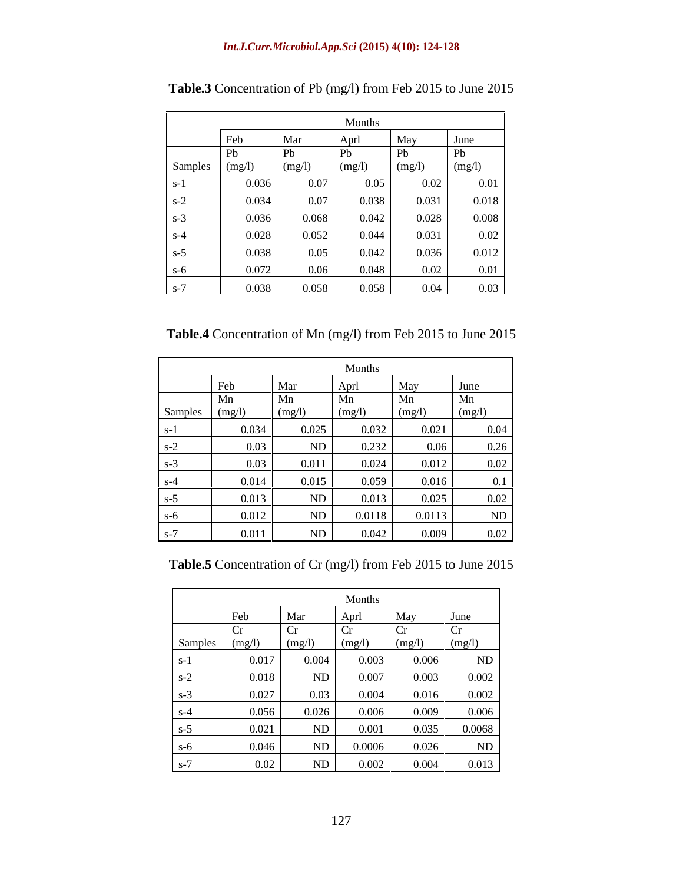**Table.3** Concentration of Pb (mg/l) from Feb 2015 to June 2015

| | Months | | | | |
|---|---|---|---|---|---|
| | Feb | Mar | Aprl | May | June |
| Samples | Pb (mg/l) | Pb (mg/l) | Pb (mg/l) | Pb (mg/l) | Pb (mg/l) |
| s-1 | 0.036 | 0.07 | 0.05 | 0.02 | 0.01 |
| s-2 | 0.034 | 0.07 | 0.038 | 0.031 | 0.018 |
| s-3 | 0.036 | 0.068 | 0.042 | 0.028 | 0.008 |
| s-4 | 0.028 | 0.052 | 0.044 | 0.031 | 0.02 |
| s-5 | 0.038 | 0.05 | 0.042 | 0.036 | 0.012 |
| s-6 | 0.072 | 0.06 | 0.048 | 0.02 | 0.01 |
| s-7 | 0.038 | 0.058 | 0.058 | 0.04 | 0.03 |

**Table.4** Concentration of Mn (mg/l) from Feb 2015 to June 2015

| | Months | | | | |
|---|---|---|---|---|---|
| | Feb | Mar | Aprl | May | June |
| Samples | Mn (mg/l) | Mn (mg/l) | Mn (mg/l) | Mn (mg/l) | Mn (mg/l) |
| s-1 | 0.034 | 0.025 | 0.032 | 0.021 | 0.04 |
| s-2 | 0.03 | ND | 0.232 | 0.06 | 0.26 |
| s-3 | 0.03 | 0.011 | 0.024 | 0.012 | 0.02 |
| s-4 | 0.014 | 0.015 | 0.059 | 0.016 | 0.1 |
| s-5 | 0.013 | ND | 0.013 | 0.025 | 0.02 |
| s-6 | 0.012 | ND | 0.0118 | 0.0113 | ND |
| s-7 | 0.011 | ND | 0.042 | 0.009 | 0.02 |

**Table.5** Concentration of Cr (mg/l) from Feb 2015 to June 2015

| | Months | | | | |
|---|---|---|---|---|---|
| | Feb | Mar | Aprl | May | June |
| Samples | Cr (mg/l) | Cr (mg/l) | Cr (mg/l) | Cr (mg/l) | Cr (mg/l) |
| s-1 | 0.017 | 0.004 | 0.003 | 0.006 | ND |
| s-2 | 0.018 | ND | 0.007 | 0.003 | 0.002 |
| s-3 | 0.027 | 0.03 | 0.004 | 0.016 | 0.002 |
| s-4 | 0.056 | 0.026 | 0.006 | 0.009 | 0.006 |
| s-5 | 0.021 | ND | 0.001 | 0.035 | 0.0068 |
| s-6 | 0.046 | ND | 0.0006 | 0.026 | ND |
| s-7 | 0.02 | ND | 0.002 | 0.004 | 0.013 |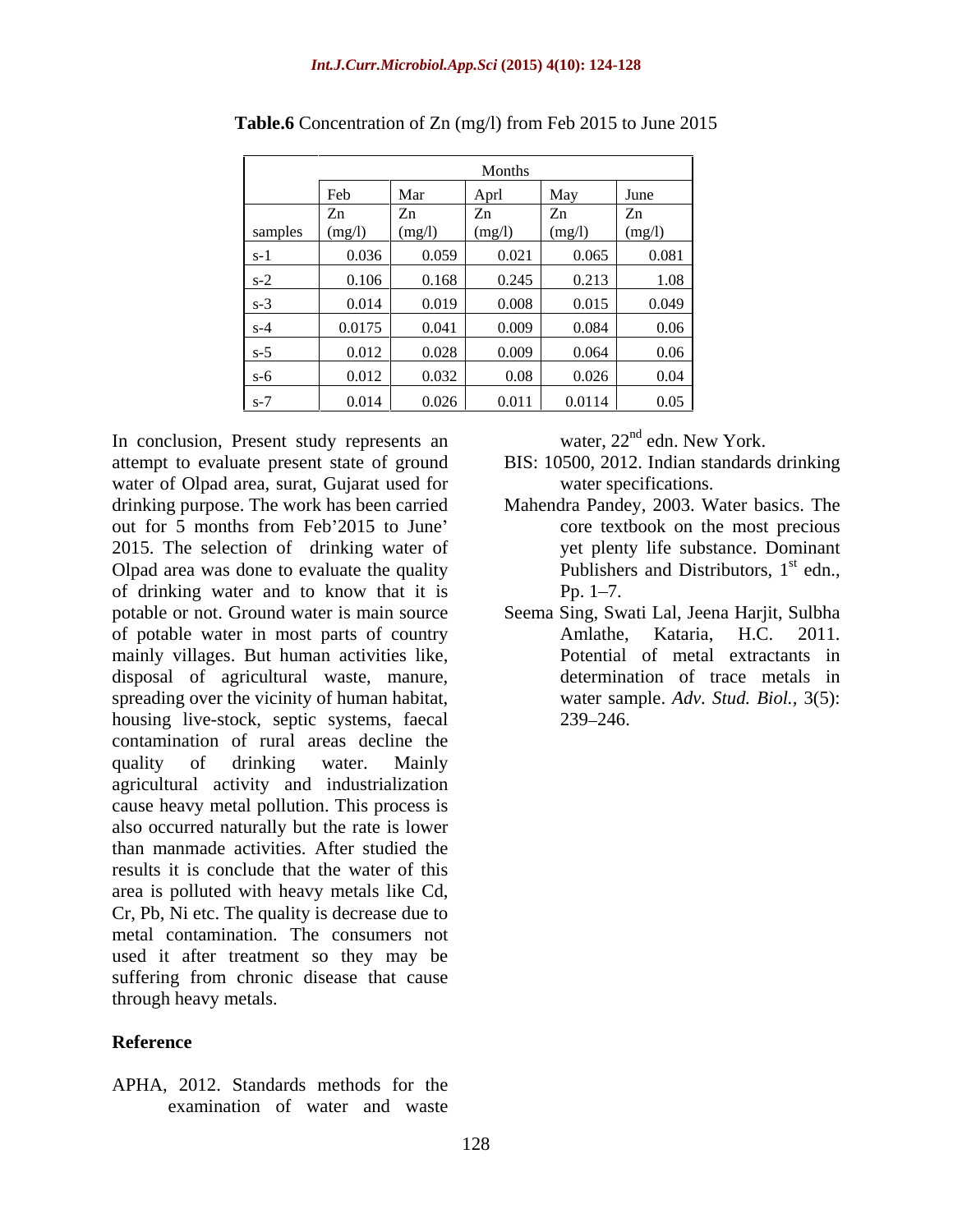**Table.6** Concentration of Zn (mg/l) from Feb 2015 to June 2015

| | Months | | | | |
|---|---|---|---|---|---|
| | Feb | Mar | Aprl | May | June |
| samples | Zn (mg/l) | Zn (mg/l) | Zn (mg/l) | Zn (mg/l) | Zn (mg/l) |
| s-1 | 0.036 | 0.059 | 0.021 | 0.065 | 0.081 |
| s-2 | 0.106 | 0.168 | 0.245 | 0.213 | 1.08 |
| s-3 | 0.014 | 0.019 | 0.008 | 0.015 | 0.049 |
| s-4 | 0.0175 | 0.041 | 0.009 | 0.084 | 0.06 |
| s-5 | 0.012 | 0.028 | 0.009 | 0.064 | 0.06 |
| s-6 | 0.012 | 0.032 | 0.08 | 0.026 | 0.04 |
| s-7 | 0.014 | 0.026 | 0.011 | 0.0114 | 0.05 |

In conclusion, Present study represents an attempt to evaluate present state of ground water of Olpad area, surat, Gujarat used for drinking purpose. The work has been carried out for 5 months from Feb'2015 to June' 2015. The selection of drinking water of Olpad area was done to evaluate the quality of drinking water and to know that it is potable or not. Ground water is main source of potable water in most parts of country mainly villages. But human activities like, disposal of agricultural waste, manure, spreading over the vicinity of human habitat, housing live-stock, septic systems, faecal contamination of rural areas decline the quality of drinking water. Mainly agricultural activity and industrialization cause heavy metal pollution. This process is also occurred naturally but the rate is lower than manmade activities. After studied the results it is conclude that the water of this area is polluted with heavy metals like Cd, Cr, Pb, Ni etc. The quality is decrease due to metal contamination. The consumers not used it after treatment so they may be suffering from chronic disease that cause through heavy metals.

## Reference

APHA, 2012. Standards methods for the examination of water and waste water, 22nd edn. New York.

BIS: 10500, 2012. Indian standards drinking water specifications.

Mahendra Pandey, 2003. Water basics. The core textbook on the most precious yet plenty life substance. Dominant Publishers and Distributors, 1st edn., Pp. 1–7.

Seema Sing, Swati Lal, Jeena Harjit, Sulbha Amlathe, Kataria, H.C. 2011. Potential of metal extractants in determination of trace metals in water sample. *Adv. Stud. Biol.,* 3(5): 239–246.